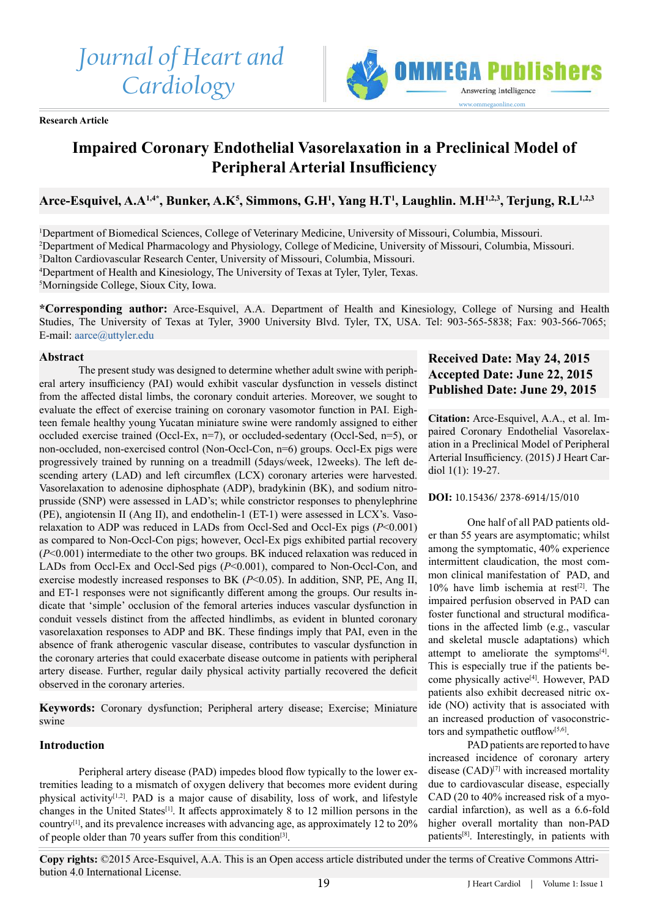Journal of Heart and Cardiology

**Research Article**

# Impaired Coronary Endothelial Vasorelaxation in a Preclinical Model of Peripheral Arterial Insufficiency

**Arce-Esquivel, A.A[1,4*], Bunker, A.K[5], Simmons, G.H[1], Yang H.T[1], Laughlin. M.H[1,2,3], Terjung, R.L[1,2,3]**

[1]Department of Biomedical Sciences, College of Veterinary Medicine, University of Missouri, Columbia, Missouri.
[2]Department of Medical Pharmacology and Physiology, College of Medicine, University of Missouri, Columbia, Missouri.
[3]Dalton Cardiovascular Research Center, University of Missouri, Columbia, Missouri.
[4]Department of Health and Kinesiology, The University of Texas at Tyler, Tyler, Texas.
[5]Morningside College, Sioux City, Iowa.

**\*Corresponding author:** Arce-Esquivel, A.A. Department of Health and Kinesiology, College of Nursing and Health Studies, The University of Texas at Tyler, 3900 University Blvd. Tyler, TX, USA. Tel: 903-565-5838; Fax: 903-566-7065; E-mail: aarce@uttyler.edu

## Abstract

The present study was designed to determine whether adult swine with peripheral artery insufficiency (PAI) would exhibit vascular dysfunction in vessels distinct from the affected distal limbs, the coronary conduit arteries. Moreover, we sought to evaluate the effect of exercise training on coronary vasomotor function in PAI. Eighteen female healthy young Yucatan miniature swine were randomly assigned to either occluded exercise trained (Occl-Ex, n=7), or occluded-sedentary (Occl-Sed, n=5), or non-occluded, non-exercised control (Non-Occl-Con, n=6) groups. Occl-Ex pigs were progressively trained by running on a treadmill (5days/week, 12weeks). The left descending artery (LAD) and left circumflex (LCX) coronary arteries were harvested. Vasorelaxation to adenosine diphosphate (ADP), bradykinin (BK), and sodium nitroprusside (SNP) were assessed in LAD's; while constrictor responses to phenylephrine (PE), angiotensin II (Ang II), and endothelin-1 (ET-1) were assessed in LCX's. Vasorelaxation to ADP was reduced in LADs from Occl-Sed and Occl-Ex pigs ($P<0.001$) as compared to Non-Occl-Con pigs; however, Occl-Ex pigs exhibited partial recovery ($P<0.001$) intermediate to the other two groups. BK induced relaxation was reduced in LADs from Occl-Ex and Occl-Sed pigs ($P<0.001$), compared to Non-Occl-Con, and exercise modestly increased responses to BK ($P<0.05$). In addition, SNP, PE, Ang II, and ET-1 responses were not significantly different among the groups. Our results indicate that 'simple' occlusion of the femoral arteries induces vascular dysfunction in conduit vessels distinct from the affected hindlimbs, as evident in blunted coronary vasorelaxation responses to ADP and BK. These findings imply that PAI, even in the absence of frank atherogenic vascular disease, contributes to vascular dysfunction in the coronary arteries that could exacerbate disease outcome in patients with peripheral artery disease. Further, regular daily physical activity partially recovered the deficit observed in the coronary arteries.

**Keywords:** Coronary dysfunction; Peripheral artery disease; Exercise; Miniature swine

**Received Date: May 24, 2015**
**Accepted Date: June 22, 2015**
**Published Date: June 29, 2015**

**Citation:** Arce-Esquivel, A.A., et al. Impaired Coronary Endothelial Vasorelaxation in a Preclinical Model of Peripheral Arterial Insufficiency. (2015) J Heart Cardiol 1(1): 19-27.

**DOI:** 10.15436/ 2378-6914/15/010

## Introduction

Peripheral artery disease (PAD) impedes blood flow typically to the lower extremities leading to a mismatch of oxygen delivery that becomes more evident during physical activity[1,2]. PAD is a major cause of disability, loss of work, and lifestyle changes in the United States[1]. It affects approximately 8 to 12 million persons in the country[1], and its prevalence increases with advancing age, as approximately 12 to 20% of people older than 70 years suffer from this condition[3].

One half of all PAD patients older than 55 years are asymptomatic; whilst among the symptomatic, 40% experience intermittent claudication, the most common clinical manifestation of PAD, and 10% have limb ischemia at rest[2]. The impaired perfusion observed in PAD can foster functional and structural modifications in the affected limb (e.g., vascular and skeletal muscle adaptations) which attempt to ameliorate the symptoms[4]. This is especially true if the patients become physically active[4]. However, PAD patients also exhibit decreased nitric oxide (NO) activity that is associated with an increased production of vasoconstrictors and sympathetic outflow[5,6].

PAD patients are reported to have increased incidence of coronary artery disease (CAD)[7] with increased mortality due to cardiovascular disease, especially CAD (20 to 40% increased risk of a myocardial infarction), as well as a 6.6-fold higher overall mortality than non-PAD patients[8]. Interestingly, in patients with

**Copy rights:** ©2015 Arce-Esquivel, A.A. This is an Open access article distributed under the terms of Creative Commons Attribution 4.0 International License.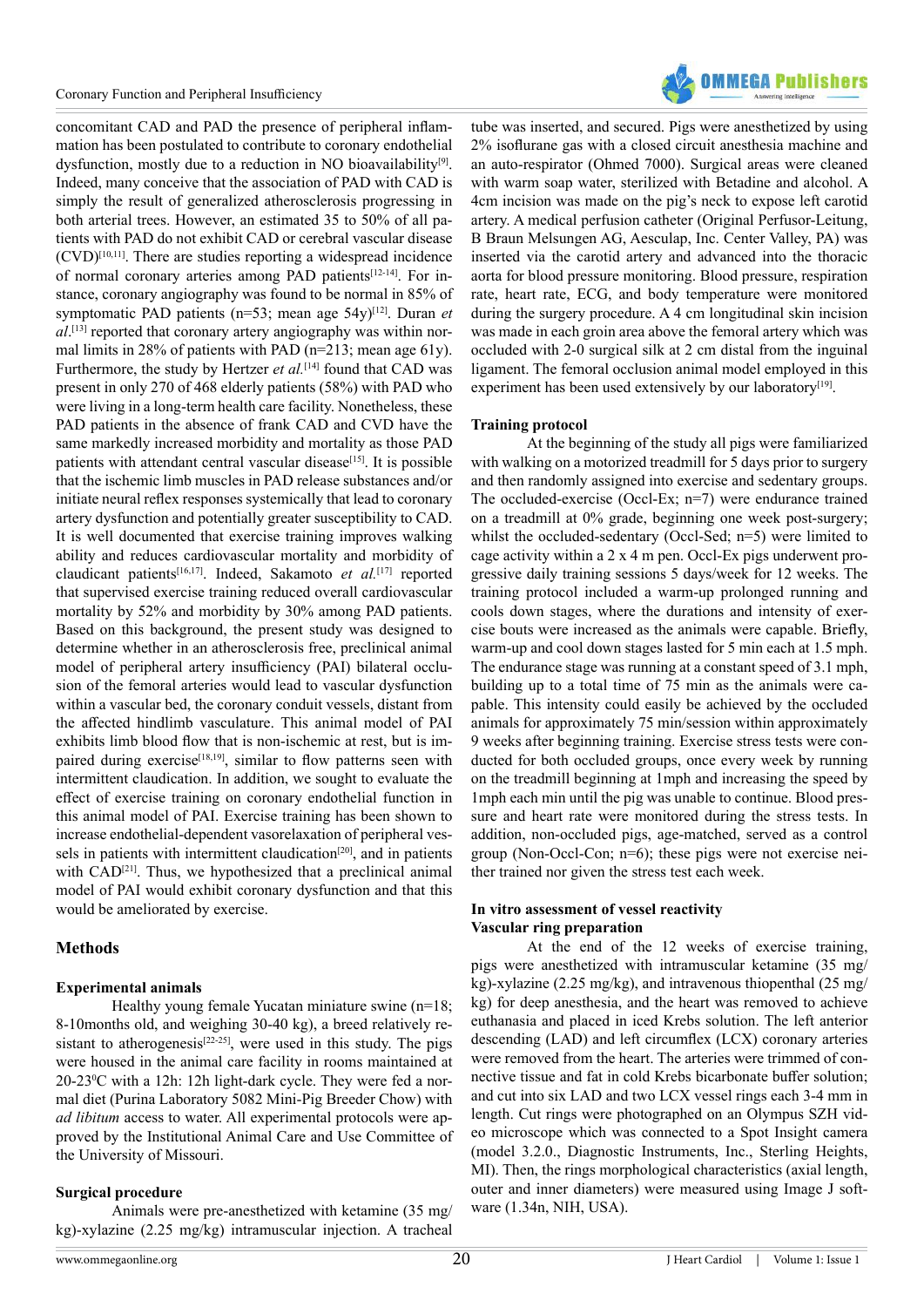concomitant CAD and PAD the presence of peripheral inflammation has been postulated to contribute to coronary endothelial dysfunction, mostly due to a reduction in NO bioavailability[9]. Indeed, many conceive that the association of PAD with CAD is simply the result of generalized atherosclerosis progressing in both arterial trees. However, an estimated 35 to 50% of all patients with PAD do not exhibit CAD or cerebral vascular disease (CVD)[10,11]. There are studies reporting a widespread incidence of normal coronary arteries among PAD patients[12-14]. For instance, coronary angiography was found to be normal in 85% of symptomatic PAD patients (n=53; mean age 54y)[12]. Duran *et al*.[13] reported that coronary artery angiography was within normal limits in 28% of patients with PAD (n=213; mean age 61y). Furthermore, the study by Hertzer *et al.*[14] found that CAD was present in only 270 of 468 elderly patients (58%) with PAD who were living in a long-term health care facility. Nonetheless, these PAD patients in the absence of frank CAD and CVD have the same markedly increased morbidity and mortality as those PAD patients with attendant central vascular disease[15]. It is possible that the ischemic limb muscles in PAD release substances and/or initiate neural reflex responses systemically that lead to coronary artery dysfunction and potentially greater susceptibility to CAD. It is well documented that exercise training improves walking ability and reduces cardiovascular mortality and morbidity of claudicant patients[16,17]. Indeed, Sakamoto *et al.*[17] reported that supervised exercise training reduced overall cardiovascular mortality by 52% and morbidity by 30% among PAD patients. Based on this background, the present study was designed to determine whether in an atherosclerosis free, preclinical animal model of peripheral artery insufficiency (PAI) bilateral occlusion of the femoral arteries would lead to vascular dysfunction within a vascular bed, the coronary conduit vessels, distant from the affected hindlimb vasculature. This animal model of PAI exhibits limb blood flow that is non-ischemic at rest, but is impaired during exercise[18,19], similar to flow patterns seen with intermittent claudication. In addition, we sought to evaluate the effect of exercise training on coronary endothelial function in this animal model of PAI. Exercise training has been shown to increase endothelial-dependent vasorelaxation of peripheral vessels in patients with intermittent claudication[20], and in patients with CAD[21]. Thus, we hypothesized that a preclinical animal model of PAI would exhibit coronary dysfunction and that this would be ameliorated by exercise.

## Methods

### Experimental animals

Healthy young female Yucatan miniature swine (n=18; 8-10months old, and weighing 30-40 kg), a breed relatively resistant to atherogenesis[22-25], were used in this study. The pigs were housed in the animal care facility in rooms maintained at 20-23$^0$C with a 12h: 12h light-dark cycle. They were fed a normal diet (Purina Laboratory 5082 Mini-Pig Breeder Chow) with *ad libitum* access to water. All experimental protocols were approved by the Institutional Animal Care and Use Committee of the University of Missouri.

### Surgical procedure

Animals were pre-anesthetized with ketamine (35 mg/kg)-xylazine (2.25 mg/kg) intramuscular injection. A tracheal tube was inserted, and secured. Pigs were anesthetized by using 2% isoflurane gas with a closed circuit anesthesia machine and an auto-respirator (Ohmed 7000). Surgical areas were cleaned with warm soap water, sterilized with Betadine and alcohol. A 4cm incision was made on the pig's neck to expose left carotid artery. A medical perfusion catheter (Original Perfusor-Leitung, B Braun Melsungen AG, Aesculap, Inc. Center Valley, PA) was inserted via the carotid artery and advanced into the thoracic aorta for blood pressure monitoring. Blood pressure, respiration rate, heart rate, ECG, and body temperature were monitored during the surgery procedure. A 4 cm longitudinal skin incision was made in each groin area above the femoral artery which was occluded with 2-0 surgical silk at 2 cm distal from the inguinal ligament. The femoral occlusion animal model employed in this experiment has been used extensively by our laboratory[19].

### Training protocol

At the beginning of the study all pigs were familiarized with walking on a motorized treadmill for 5 days prior to surgery and then randomly assigned into exercise and sedentary groups. The occluded-exercise (Occl-Ex; n=7) were endurance trained on a treadmill at 0% grade, beginning one week post-surgery; whilst the occluded-sedentary (Occl-Sed; n=5) were limited to cage activity within a 2 x 4 m pen. Occl-Ex pigs underwent progressive daily training sessions 5 days/week for 12 weeks. The training protocol included a warm-up prolonged running and cools down stages, where the durations and intensity of exercise bouts were increased as the animals were capable. Briefly, warm-up and cool down stages lasted for 5 min each at 1.5 mph. The endurance stage was running at a constant speed of 3.1 mph, building up to a total time of 75 min as the animals were capable. This intensity could easily be achieved by the occluded animals for approximately 75 min/session within approximately 9 weeks after beginning training. Exercise stress tests were conducted for both occluded groups, once every week by running on the treadmill beginning at 1mph and increasing the speed by 1mph each min until the pig was unable to continue. Blood pressure and heart rate were monitored during the stress tests. In addition, non-occluded pigs, age-matched, served as a control group (Non-Occl-Con; n=6); these pigs were not exercise neither trained nor given the stress test each week.

### In vitro assessment of vessel reactivity

### Vascular ring preparation

At the end of the 12 weeks of exercise training, pigs were anesthetized with intramuscular ketamine (35 mg/kg)-xylazine (2.25 mg/kg), and intravenous thiopental (25 mg/kg) for deep anesthesia, and the heart was removed to achieve euthanasia and placed in iced Krebs solution. The left anterior descending (LAD) and left circumflex (LCX) coronary arteries were removed from the heart. The arteries were trimmed of connective tissue and fat in cold Krebs bicarbonate buffer solution; and cut into six LAD and two LCX vessel rings each 3-4 mm in length. Cut rings were photographed on an Olympus SZH video microscope which was connected to a Spot Insight camera (model 3.2.0., Diagnostic Instruments, Inc., Sterling Heights, MI). Then, the rings morphological characteristics (axial length, outer and inner diameters) were measured using Image J software (1.34n, NIH, USA).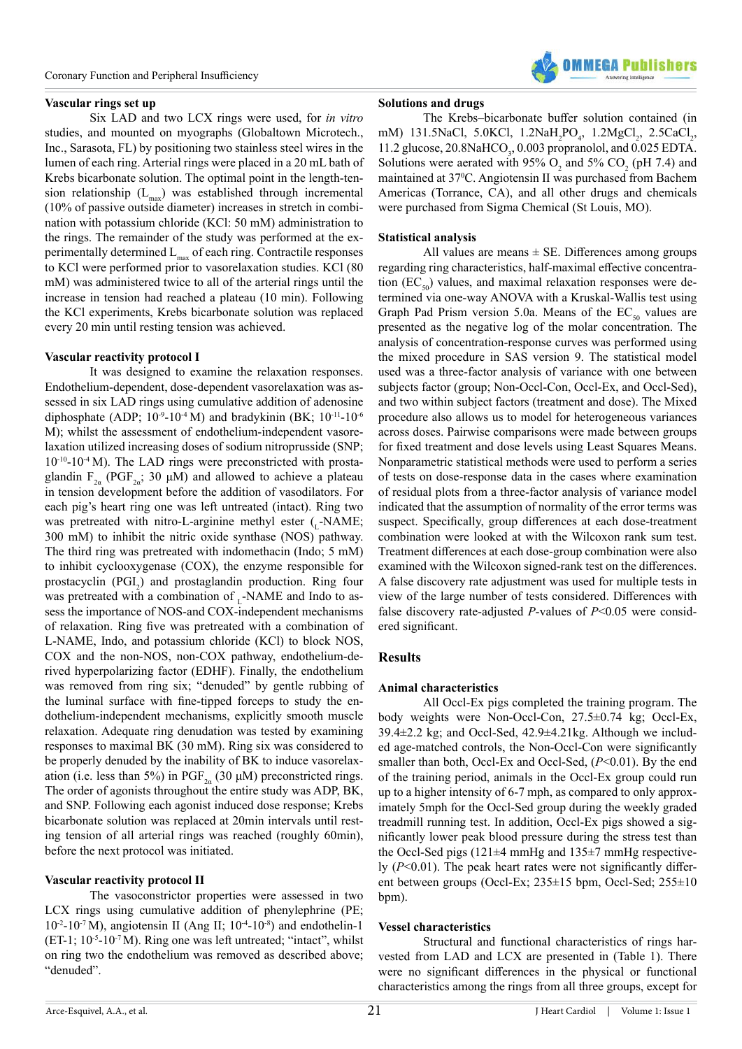### Vascular rings set up

Six LAD and two LCX rings were used, for *in vitro* studies, and mounted on myographs (Globaltown Microtech., Inc., Sarasota, FL) by positioning two stainless steel wires in the lumen of each ring. Arterial rings were placed in a 20 mL bath of Krebs bicarbonate solution. The optimal point in the length-tension relationship ($L_{max}$) was established through incremental (10% of passive outside diameter) increases in stretch in combination with potassium chloride (KCl: 50 mM) administration to the rings. The remainder of the study was performed at the experimentally determined $L_{max}$ of each ring. Contractile responses to KCl were performed prior to vasorelaxation studies. KCl (80 mM) was administered twice to all of the arterial rings until the increase in tension had reached a plateau (10 min). Following the KCl experiments, Krebs bicarbonate solution was replaced every 20 min until resting tension was achieved.

### Vascular reactivity protocol I

It was designed to examine the relaxation responses. Endothelium-dependent, dose-dependent vasorelaxation was assessed in six LAD rings using cumulative addition of adenosine diphosphate (ADP; $10^{-9}$-$10^{-4}$ M) and bradykinin (BK; $10^{-11}$-$10^{-6}$ M); whilst the assessment of endothelium-independent vasorelaxation utilized increasing doses of sodium nitroprusside (SNP; $10^{-10}$-$10^{-4}$ M). The LAD rings were preconstricted with prostaglandin $F_{2\alpha}$ ($PGF_{2\alpha}$; 30 μM) and allowed to achieve a plateau in tension development before the addition of vasodilators. For each pig's heart ring one was left untreated (intact). Ring two was pretreated with nitro-L-arginine methyl ester ($_{L}$-NAME; 300 mM) to inhibit the nitric oxide synthase (NOS) pathway. The third ring was pretreated with indomethacin (Indo; 5 mM) to inhibit cyclooxygenase (COX), the enzyme responsible for prostacyclin ($PGI_2$) and prostaglandin production. Ring four was pretreated with a combination of $_{L}$-NAME and Indo to assess the importance of NOS-and COX-independent mechanisms of relaxation. Ring five was pretreated with a combination of L-NAME, Indo, and potassium chloride (KCl) to block NOS, COX and the non-NOS, non-COX pathway, endothelium-derived hyperpolarizing factor (EDHF). Finally, the endothelium was removed from ring six; "denuded" by gentle rubbing of the luminal surface with fine-tipped forceps to study the endothelium-independent mechanisms, explicitly smooth muscle relaxation. Adequate ring denudation was tested by examining responses to maximal BK (30 mM). Ring six was considered to be properly denuded by the inability of BK to induce vasorelaxation (i.e. less than 5%) in $PGF_{2\alpha}$ (30 μM) preconstricted rings. The order of agonists throughout the entire study was ADP, BK, and SNP. Following each agonist induced dose response; Krebs bicarbonate solution was replaced at 20min intervals until resting tension of all arterial rings was reached (roughly 60min), before the next protocol was initiated.

### Vascular reactivity protocol II

The vasoconstrictor properties were assessed in two LCX rings using cumulative addition of phenylephrine (PE; $10^{-2}$-$10^{-7}$ M), angiotensin II (Ang II; $10^{-4}$-$10^{-8}$) and endothelin-1 (ET-1; $10^{-5}$-$10^{-7}$ M). Ring one was left untreated; "intact", whilst on ring two the endothelium was removed as described above; "denuded".

### Solutions and drugs

The Krebs–bicarbonate buffer solution contained (in mM) 131.5NaCl, 5.0KCl, 1.2$NaH_2PO_4$, 1.2$MgCl_2$, 2.5$CaCl_2$, 11.2 glucose, 20.8$NaHCO_3$, 0.003 propranolol, and 0.025 EDTA. Solutions were aerated with 95% $O_2$ and 5% $CO_2$ (pH 7.4) and maintained at 37°C. Angiotensin II was purchased from Bachem Americas (Torrance, CA), and all other drugs and chemicals were purchased from Sigma Chemical (St Louis, MO).

### Statistical analysis

All values are means ± SE. Differences among groups regarding ring characteristics, half-maximal effective concentration ($EC_{50}$) values, and maximal relaxation responses were determined via one-way ANOVA with a Kruskal-Wallis test using Graph Pad Prism version 5.0a. Means of the $EC_{50}$ values are presented as the negative log of the molar concentration. The analysis of concentration-response curves was performed using the mixed procedure in SAS version 9. The statistical model used was a three-factor analysis of variance with one between subjects factor (group; Non-Occl-Con, Occl-Ex, and Occl-Sed), and two within subject factors (treatment and dose). The Mixed procedure also allows us to model for heterogeneous variances across doses. Pairwise comparisons were made between groups for fixed treatment and dose levels using Least Squares Means. Nonparametric statistical methods were used to perform a series of tests on dose-response data in the cases where examination of residual plots from a three-factor analysis of variance model indicated that the assumption of normality of the error terms was suspect. Specifically, group differences at each dose-treatment combination were looked at with the Wilcoxon rank sum test. Treatment differences at each dose-group combination were also examined with the Wilcoxon signed-rank test on the differences. A false discovery rate adjustment was used for multiple tests in view of the large number of tests considered. Differences with false discovery rate-adjusted *P*-values of $P<0.05$ were considered significant.

## Results

### Animal characteristics

All Occl-Ex pigs completed the training program. The body weights were Non-Occl-Con, 27.5±0.74 kg; Occl-Ex, 39.4±2.2 kg; and Occl-Sed, 42.9±4.21kg. Although we included age-matched controls, the Non-Occl-Con were significantly smaller than both, Occl-Ex and Occl-Sed, ($P<0.01$). By the end of the training period, animals in the Occl-Ex group could run up to a higher intensity of 6-7 mph, as compared to only approximately 5mph for the Occl-Sed group during the weekly graded treadmill running test. In addition, Occl-Ex pigs showed a significantly lower peak blood pressure during the stress test than the Occl-Sed pigs (121±4 mmHg and 135±7 mmHg respectively ($P<0.01$). The peak heart rates were not significantly different between groups (Occl-Ex; 235±15 bpm, Occl-Sed; 255±10 bpm).

### Vessel characteristics

Structural and functional characteristics of rings harvested from LAD and LCX are presented in (Table 1). There were no significant differences in the physical or functional characteristics among the rings from all three groups, except for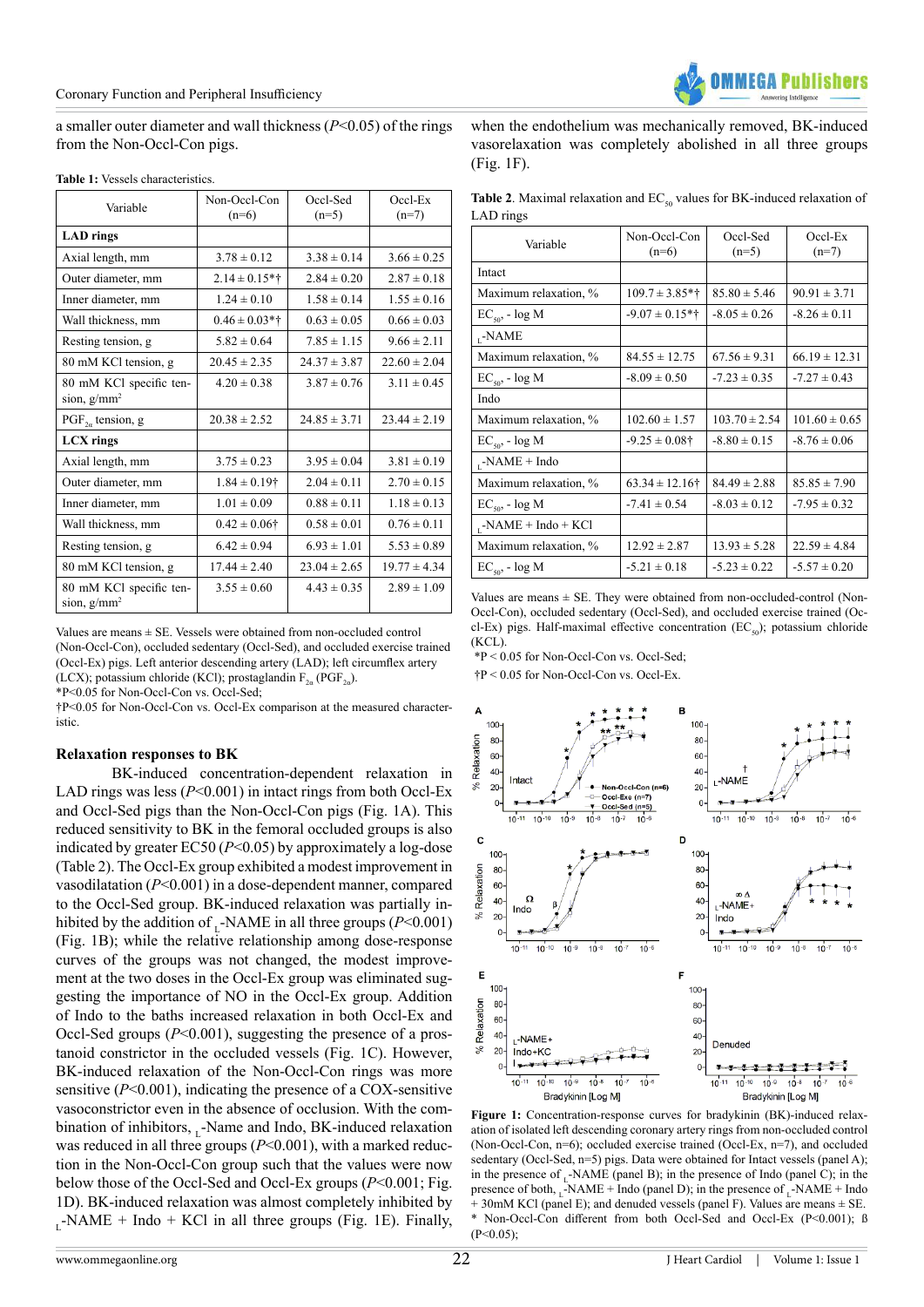a smaller outer diameter and wall thickness ($P<0.05$) of the rings from the Non-Occl-Con pigs.

**Table 1:** Vessels characteristics.

| Variable | Non-Occl-Con (n=6) | Occl-Sed (n=5) | Occl-Ex (n=7) |
|---|---|---|---|
| **LAD rings** | | | |
| Axial length, mm | 3.78 ± 0.12 | 3.38 ± 0.14 | 3.66 ± 0.25 |
| Outer diameter, mm | 2.14 ± 0.15*† | 2.84 ± 0.20 | 2.87 ± 0.18 |
| Inner diameter, mm | 1.24 ± 0.10 | 1.58 ± 0.14 | 1.55 ± 0.16 |
| Wall thickness, mm | 0.46 ± 0.03*† | 0.63 ± 0.05 | 0.66 ± 0.03 |
| Resting tension, g | 5.82 ± 0.64 | 7.85 ± 1.15 | 9.66 ± 2.11 |
| 80 mM KCl tension, g | 20.45 ± 2.35 | 24.37 ± 3.87 | 22.60 ± 2.04 |
| 80 mM KCl specific tension, g/mm$^2$ | 4.20 ± 0.38 | 3.87 ± 0.76 | 3.11 ± 0.45 |
| $PGF_{2\alpha}$ tension, g | 20.38 ± 2.52 | 24.85 ± 3.71 | 23.44 ± 2.19 |
| **LCX rings** | | | |
| Axial length, mm | 3.75 ± 0.23 | 3.95 ± 0.04 | 3.81 ± 0.19 |
| Outer diameter, mm | 1.84 ± 0.19† | 2.04 ± 0.11 | 2.70 ± 0.15 |
| Inner diameter, mm | 1.01 ± 0.09 | 0.88 ± 0.11 | 1.18 ± 0.13 |
| Wall thickness, mm | 0.42 ± 0.06† | 0.58 ± 0.01 | 0.76 ± 0.11 |
| Resting tension, g | 6.42 ± 0.94 | 6.93 ± 1.01 | 5.53 ± 0.89 |
| 80 mM KCl tension, g | 17.44 ± 2.40 | 23.04 ± 2.65 | 19.77 ± 4.34 |
| 80 mM KCl specific tension, g/mm$^2$ | 3.55 ± 0.60 | 4.43 ± 0.35 | 2.89 ± 1.09 |

Values are means ± SE. Vessels were obtained from non-occluded control (Non-Occl-Con), occluded sedentary (Occl-Sed), and occluded exercise trained (Occl-Ex) pigs. Left anterior descending artery (LAD); left circumflex artery (LCX); potassium chloride (KCl); prostaglandin $F_{2\alpha}$ ($PGF_{2\alpha}$).
*P<0.05 for Non-Occl-Con vs. Occl-Sed;
†P<0.05 for Non-Occl-Con vs. Occl-Ex comparison at the measured characteristic.

### Relaxation responses to BK

BK-induced concentration-dependent relaxation in LAD rings was less ($P<0.001$) in intact rings from both Occl-Ex and Occl-Sed pigs than the Non-Occl-Con pigs (Fig. 1A). This reduced sensitivity to BK in the femoral occluded groups is also indicated by greater EC50 ($P<0.05$) by approximately a log-dose (Table 2). The Occl-Ex group exhibited a modest improvement in vasodilatation ($P<0.001$) in a dose-dependent manner, compared to the Occl-Sed group. BK-induced relaxation was partially inhibited by the addition of L-NAME in all three groups ($P<0.001$) (Fig. 1B); while the relative relationship among dose-response curves of the groups was not changed, the modest improvement at the two doses in the Occl-Ex group was eliminated suggesting the importance of NO in the Occl-Ex group. Addition of Indo to the baths increased relaxation in both Occl-Ex and Occl-Sed groups ($P<0.001$), suggesting the presence of a prostanoid constrictor in the occluded vessels (Fig. 1C). However, BK-induced relaxation of the Non-Occl-Con rings was more sensitive ($P<0.001$), indicating the presence of a COX-sensitive vasoconstrictor even in the absence of occlusion. With the combination of inhibitors, L-Name and Indo, BK-induced relaxation was reduced in all three groups ($P<0.001$), with a marked reduction in the Non-Occl-Con group such that the values were now below those of the Occl-Sed and Occl-Ex groups ($P<0.001$; Fig. 1D). BK-induced relaxation was almost completely inhibited by L-NAME + Indo + KCl in all three groups (Fig. 1E). Finally, when the endothelium was mechanically removed, BK-induced vasorelaxation was completely abolished in all three groups (Fig. 1F).

**Table 2**. Maximal relaxation and $EC_{50}$ values for BK-induced relaxation of LAD rings

| Variable | Non-Occl-Con (n=6) | Occl-Sed (n=5) | Occl-Ex (n=7) |
|---|---|---|---|
| Intact | | | |
| Maximum relaxation, % | 109.7 ± 3.85*† | 85.80 ± 5.46 | 90.91 ± 3.71 |
| $EC_{50}$, - log M | -9.07 ± 0.15*† | -8.05 ± 0.26 | -8.26 ± 0.11 |
| L-NAME | | | |
| Maximum relaxation, % | 84.55 ± 12.75 | 67.56 ± 9.31 | 66.19 ± 12.31 |
| $EC_{50}$, - log M | -8.09 ± 0.50 | -7.23 ± 0.35 | -7.27 ± 0.43 |
| Indo | | | |
| Maximum relaxation, % | 102.60 ± 1.57 | 103.70 ± 2.54 | 101.60 ± 0.65 |
| $EC_{50}$, - log M | -9.25 ± 0.08† | -8.80 ± 0.15 | -8.76 ± 0.06 |
| L-NAME + Indo | | | |
| Maximum relaxation, % | 63.34 ± 12.16† | 84.49 ± 2.88 | 85.85 ± 7.90 |
| $EC_{50}$, - log M | -7.41 ± 0.54 | -8.03 ± 0.12 | -7.95 ± 0.32 |
| L-NAME + Indo + KCl | | | |
| Maximum relaxation, % | 12.92 ± 2.87 | 13.93 ± 5.28 | 22.59 ± 4.84 |
| $EC_{50}$, - log M | -5.21 ± 0.18 | -5.23 ± 0.22 | -5.57 ± 0.20 |

Values are means ± SE. They were obtained from non-occluded-control (Non-Occl-Con), occluded sedentary (Occl-Sed), and occluded exercise trained (Occl-Ex) pigs. Half-maximal effective concentration ($EC_{50}$); potassium chloride (KCL).
*P < 0.05 for Non-Occl-Con vs. Occl-Sed;
†P < 0.05 for Non-Occl-Con vs. Occl-Ex.

**Figure 1:** Concentration-response curves for bradykinin (BK)-induced relaxation of isolated left descending coronary artery rings from non-occluded control (Non-Occl-Con, n=6); occluded exercise trained (Occl-Ex, n=7), and occluded sedentary (Occl-Sed, n=5) pigs. Data were obtained for Intact vessels (panel A); in the presence of L-NAME (panel B); in the presence of Indo (panel C); in the presence of both, L-NAME + Indo (panel D); in the presence of L-NAME + Indo + 30mM KCl (panel E); and denuded vessels (panel F). Values are means ± SE. * Non-Occl-Con different from both Occl-Sed and Occl-Ex (P<0.001); ß (P<0.05);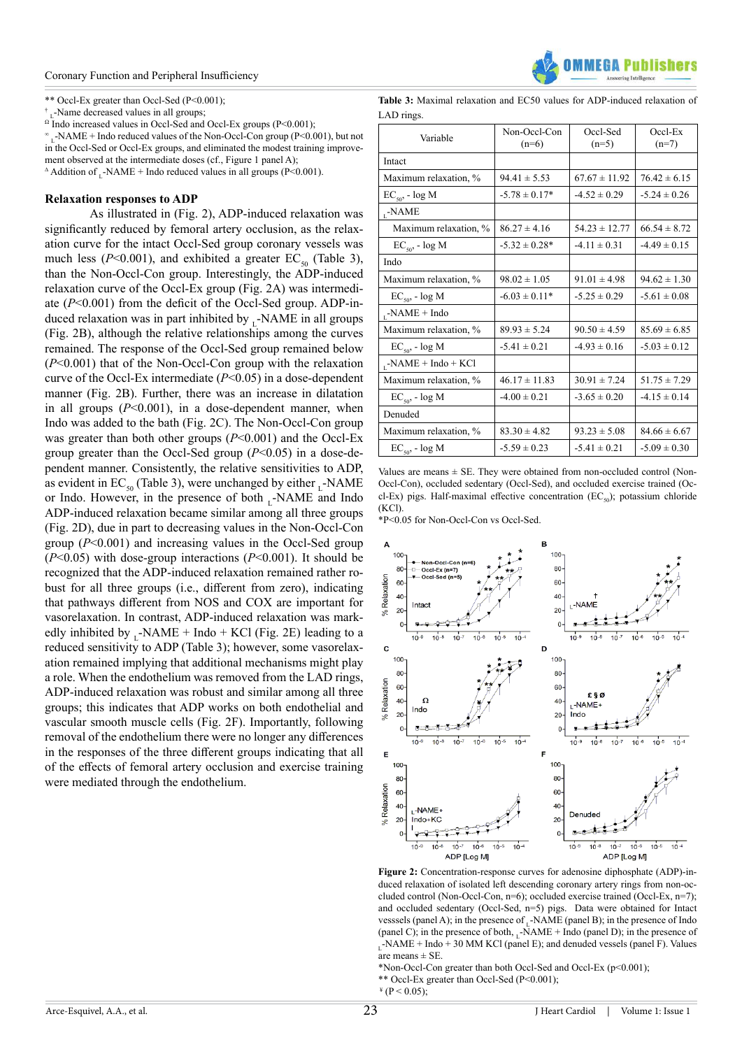** Occl-Ex greater than Occl-Sed (P<0.001);

† $_L$-Name decreased values in all groups;

Ω Indo increased values in Occl-Sed and Occl-Ex groups (P<0.001);

∞ $_L$-NAME + Indo reduced values of the Non-Occl-Con group (P<0.001), but not in the Occl-Sed or Occl-Ex groups, and eliminated the modest training improvement observed at the intermediate doses (cf., Figure 1 panel A);

∆ Addition of $_L$-NAME + Indo reduced values in all groups (P<0.001).

### Relaxation responses to ADP

As illustrated in (Fig. 2), ADP-induced relaxation was significantly reduced by femoral artery occlusion, as the relaxation curve for the intact Occl-Sed group coronary vessels was much less (*P*<0.001), and exhibited a greater $EC_{50}$ (Table 3), than the Non-Occl-Con group. Interestingly, the ADP-induced relaxation curve of the Occl-Ex group (Fig. 2A) was intermediate (*P*<0.001) from the deficit of the Occl-Sed group. ADP-induced relaxation was in part inhibited by $_L$-NAME in all groups (Fig. 2B), although the relative relationships among the curves remained. The response of the Occl-Sed group remained below (*P*<0.001) that of the Non-Occl-Con group with the relaxation curve of the Occl-Ex intermediate (*P*<0.05) in a dose-dependent manner (Fig. 2B). Further, there was an increase in dilatation in all groups (*P*<0.001), in a dose-dependent manner, when Indo was added to the bath (Fig. 2C). The Non-Occl-Con group was greater than both other groups (*P*<0.001) and the Occl-Ex group greater than the Occl-Sed group (*P*<0.05) in a dose-dependent manner. Consistently, the relative sensitivities to ADP, as evident in $EC_{50}$ (Table 3), were unchanged by either $_L$-NAME or Indo. However, in the presence of both $_L$-NAME and Indo ADP-induced relaxation became similar among all three groups (Fig. 2D), due in part to decreasing values in the Non-Occl-Con group (*P*<0.001) and increasing values in the Occl-Sed group (*P*<0.05) with dose-group interactions (*P*<0.001). It should be recognized that the ADP-induced relaxation remained rather robust for all three groups (i.e., different from zero), indicating that pathways different from NOS and COX are important for vasorelaxation. In contrast, ADP-induced relaxation was markedly inhibited by $_L$-NAME + Indo + KCl (Fig. 2E) leading to a reduced sensitivity to ADP (Table 3); however, some vasorelaxation remained implying that additional mechanisms might play a role. When the endothelium was removed from the LAD rings, ADP-induced relaxation was robust and similar among all three groups; this indicates that ADP works on both endothelial and vascular smooth muscle cells (Fig. 2F). Importantly, following removal of the endothelium there were no longer any differences in the responses of the three different groups indicating that all of the effects of femoral artery occlusion and exercise training were mediated through the endothelium.

**Table 3:** Maximal relaxation and EC50 values for ADP-induced relaxation of LAD rings.

| Variable | Non-Occl-Con (n=6) | Occl-Sed (n=5) | Occl-Ex (n=7) |
|---|---|---|---|
| Intact | | | |
| Maximum relaxation, % | 94.41 ± 5.53 | 67.67 ± 11.92 | 76.42 ± 6.15 |
| $EC_{50}$, - log M | -5.78 ± 0.17* | -4.52 ± 0.29 | -5.24 ± 0.26 |
| $_L$-NAME | | | |
| Maximum relaxation, % | 86.27 ± 4.16 | 54.23 ± 12.77 | 66.54 ± 8.72 |
| $EC_{50}$, - log M | -5.32 ± 0.28* | -4.11 ± 0.31 | -4.49 ± 0.15 |
| Indo | | | |
| Maximum relaxation, % | 98.02 ± 1.05 | 91.01 ± 4.98 | 94.62 ± 1.30 |
| $EC_{50}$, - log M | -6.03 ± 0.11* | -5.25 ± 0.29 | -5.61 ± 0.08 |
| $_L$-NAME + Indo | | | |
| Maximum relaxation, % | 89.93 ± 5.24 | 90.50 ± 4.59 | 85.69 ± 6.85 |
| $EC_{50}$, - log M | -5.41 ± 0.21 | -4.93 ± 0.16 | -5.03 ± 0.12 |
| $_L$-NAME + Indo + KCl | | | |
| Maximum relaxation, % | 46.17 ± 11.83 | 30.91 ± 7.24 | 51.75 ± 7.29 |
| $EC_{50}$, - log M | -4.00 ± 0.21 | -3.65 ± 0.20 | -4.15 ± 0.14 |
| Denuded | | | |
| Maximum relaxation, % | 83.30 ± 4.82 | 93.23 ± 5.08 | 84.66 ± 6.67 |
| $EC_{50}$, - log M | -5.59 ± 0.23 | -5.41 ± 0.21 | -5.09 ± 0.30 |

Values are means ± SE. They were obtained from non-occluded control (Non-Occl-Con), occluded sedentary (Occl-Sed), and occluded exercise trained (Occl-Ex) pigs. Half-maximal effective concentration ($EC_{50}$); potassium chloride (KCl).

*P<0.05 for Non-Occl-Con vs Occl-Sed.

**Figure 2:** Concentration-response curves for adenosine diphosphate (ADP)-induced relaxation of isolated left descending coronary artery rings from non-occluded control (Non-Occl-Con, n=6); occluded exercise trained (Occl-Ex, n=7); and occluded sedentary (Occl-Sed, n=5) pigs. Data were obtained for Intact vesssels (panel A); in the presence of $_L$-NAME (panel B); in the presence of Indo (panel C); in the presence of both, $_L$-NAME + Indo (panel D); in the presence of $_L$-NAME + Indo + 30 MM KCl (panel E); and denuded vessels (panel F). Values are means ± SE.

*Non-Occl-Con greater than both Occl-Sed and Occl-Ex (p<0.001);

** Occl-Ex greater than Occl-Sed (P<0.001);

¥ (P < 0.05);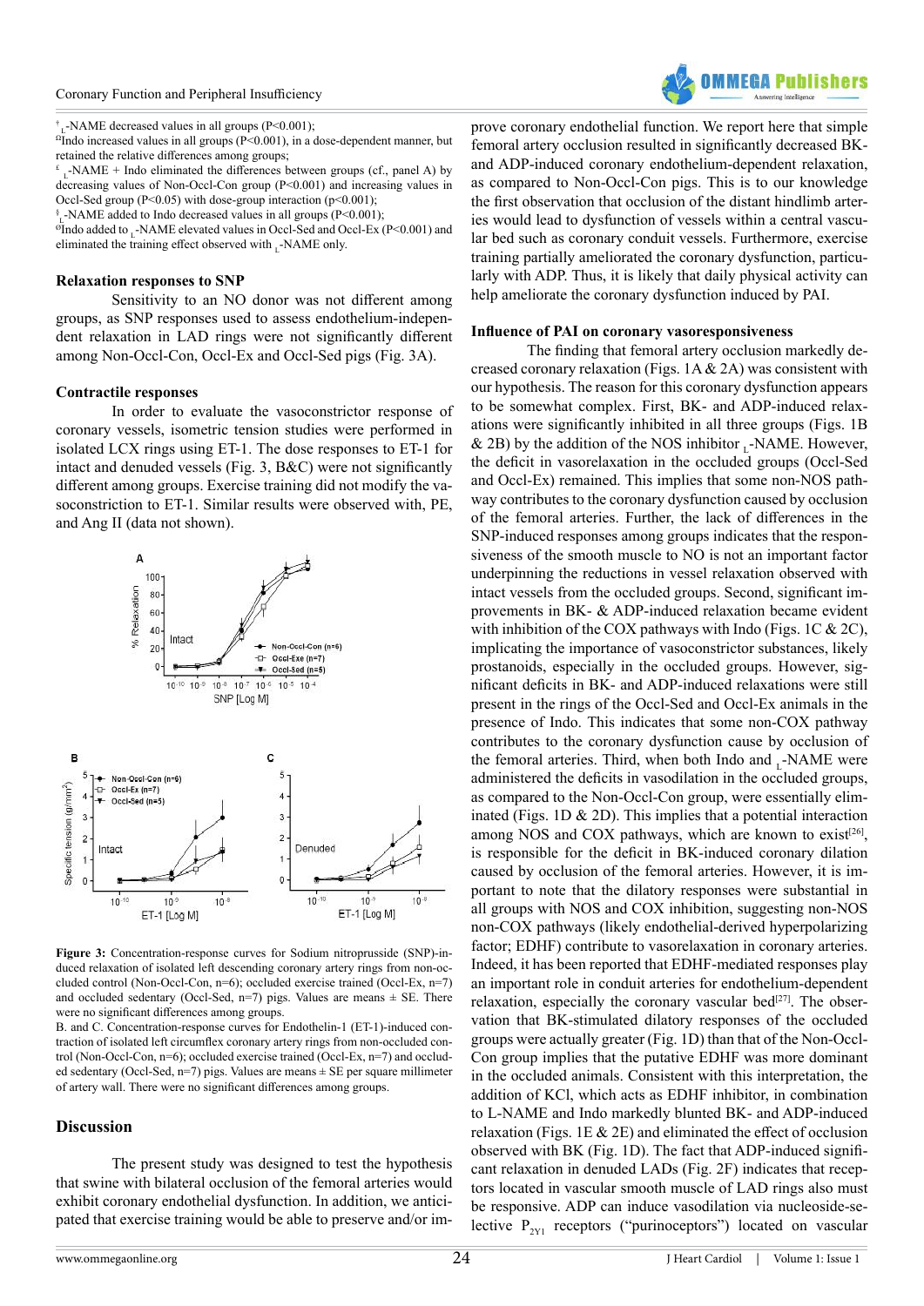† L-NAME decreased values in all groups (P<0.001);

Ω Indo increased values in all groups (P<0.001), in a dose-dependent manner, but retained the relative differences among groups;

£ L-NAME + Indo eliminated the differences between groups (cf., panel A) by decreasing values of Non-Occl-Con group (P<0.001) and increasing values in Occl-Sed group (P<0.05) with dose-group interaction (p<0.001);

§ L-NAME added to Indo decreased values in all groups (P<0.001);

Ø Indo added to L-NAME elevated values in Occl-Sed and Occl-Ex (P<0.001) and eliminated the training effect observed with L-NAME only.

#### Relaxation responses to SNP

Sensitivity to an NO donor was not different among groups, as SNP responses used to assess endothelium-independent relaxation in LAD rings were not significantly different among Non-Occl-Con, Occl-Ex and Occl-Sed pigs (Fig. 3A).

#### Contractile responses

In order to evaluate the vasoconstrictor response of coronary vessels, isometric tension studies were performed in isolated LCX rings using ET-1. The dose responses to ET-1 for intact and denuded vessels (Fig. 3, B&C) were not significantly different among groups. Exercise training did not modify the vasoconstriction to ET-1. Similar results were observed with, PE, and Ang II (data not shown).

**Figure 3:** Concentration-response curves for Sodium nitroprusside (SNP)-induced relaxation of isolated left descending coronary artery rings from non-occluded control (Non-Occl-Con, n=6); occluded exercise trained (Occl-Ex, n=7) and occluded sedentary (Occl-Sed, n=7) pigs. Values are means ± SE. There were no significant differences among groups.

B. and C. Concentration-response curves for Endothelin-1 (ET-1)-induced contraction of isolated left circumflex coronary artery rings from non-occluded control (Non-Occl-Con, n=6); occluded exercise trained (Occl-Ex, n=7) and occluded sedentary (Occl-Sed, n=7) pigs. Values are means ± SE per square millimeter of artery wall. There were no significant differences among groups.

## Discussion

The present study was designed to test the hypothesis that swine with bilateral occlusion of the femoral arteries would exhibit coronary endothelial dysfunction. In addition, we anticipated that exercise training would be able to preserve and/or improve coronary endothelial function. We report here that simple femoral artery occlusion resulted in significantly decreased BK- and ADP-induced coronary endothelium-dependent relaxation, as compared to Non-Occl-Con pigs. This is to our knowledge the first observation that occlusion of the distant hindlimb arteries would lead to dysfunction of vessels within a central vascular bed such as coronary conduit vessels. Furthermore, exercise training partially ameliorated the coronary dysfunction, particularly with ADP. Thus, it is likely that daily physical activity can help ameliorate the coronary dysfunction induced by PAI.

#### Influence of PAI on coronary vasoresponsiveness

The finding that femoral artery occlusion markedly decreased coronary relaxation (Figs. 1A & 2A) was consistent with our hypothesis. The reason for this coronary dysfunction appears to be somewhat complex. First, BK- and ADP-induced relaxations were significantly inhibited in all three groups (Figs. 1B & 2B) by the addition of the NOS inhibitor L-NAME. However, the deficit in vasorelaxation in the occluded groups (Occl-Sed and Occl-Ex) remained. This implies that some non-NOS pathway contributes to the coronary dysfunction caused by occlusion of the femoral arteries. Further, the lack of differences in the SNP-induced responses among groups indicates that the responsiveness of the smooth muscle to NO is not an important factor underpinning the reductions in vessel relaxation observed with intact vessels from the occluded groups. Second, significant improvements in BK- & ADP-induced relaxation became evident with inhibition of the COX pathways with Indo (Figs. 1C & 2C), implicating the importance of vasoconstrictor substances, likely prostanoids, especially in the occluded groups. However, significant deficits in BK- and ADP-induced relaxations were still present in the rings of the Occl-Sed and Occl-Ex animals in the presence of Indo. This indicates that some non-COX pathway contributes to the coronary dysfunction cause by occlusion of the femoral arteries. Third, when both Indo and L-NAME were administered the deficits in vasodilation in the occluded groups, as compared to the Non-Occl-Con group, were essentially eliminated (Figs. 1D & 2D). This implies that a potential interaction among NOS and COX pathways, which are known to exist[26], is responsible for the deficit in BK-induced coronary dilation caused by occlusion of the femoral arteries. However, it is important to note that the dilatory responses were substantial in all groups with NOS and COX inhibition, suggesting non-NOS non-COX pathways (likely endothelial-derived hyperpolarizing factor; EDHF) contribute to vasorelaxation in coronary arteries. Indeed, it has been reported that EDHF-mediated responses play an important role in conduit arteries for endothelium-dependent relaxation, especially the coronary vascular bed[27]. The observation that BK-stimulated dilatory responses of the occluded groups were actually greater (Fig. 1D) than that of the Non-Occl-Con group implies that the putative EDHF was more dominant in the occluded animals. Consistent with this interpretation, the addition of KCl, which acts as EDHF inhibitor, in combination to L-NAME and Indo markedly blunted BK- and ADP-induced relaxation (Figs. 1E & 2E) and eliminated the effect of occlusion observed with BK (Fig. 1D). The fact that ADP-induced significant relaxation in denuded LADs (Fig. 2F) indicates that receptors located in vascular smooth muscle of LAD rings also must be responsive. ADP can induce vasodilation via nucleoside-selective $P_{2Y1}$ receptors ("purinoceptors") located on vascular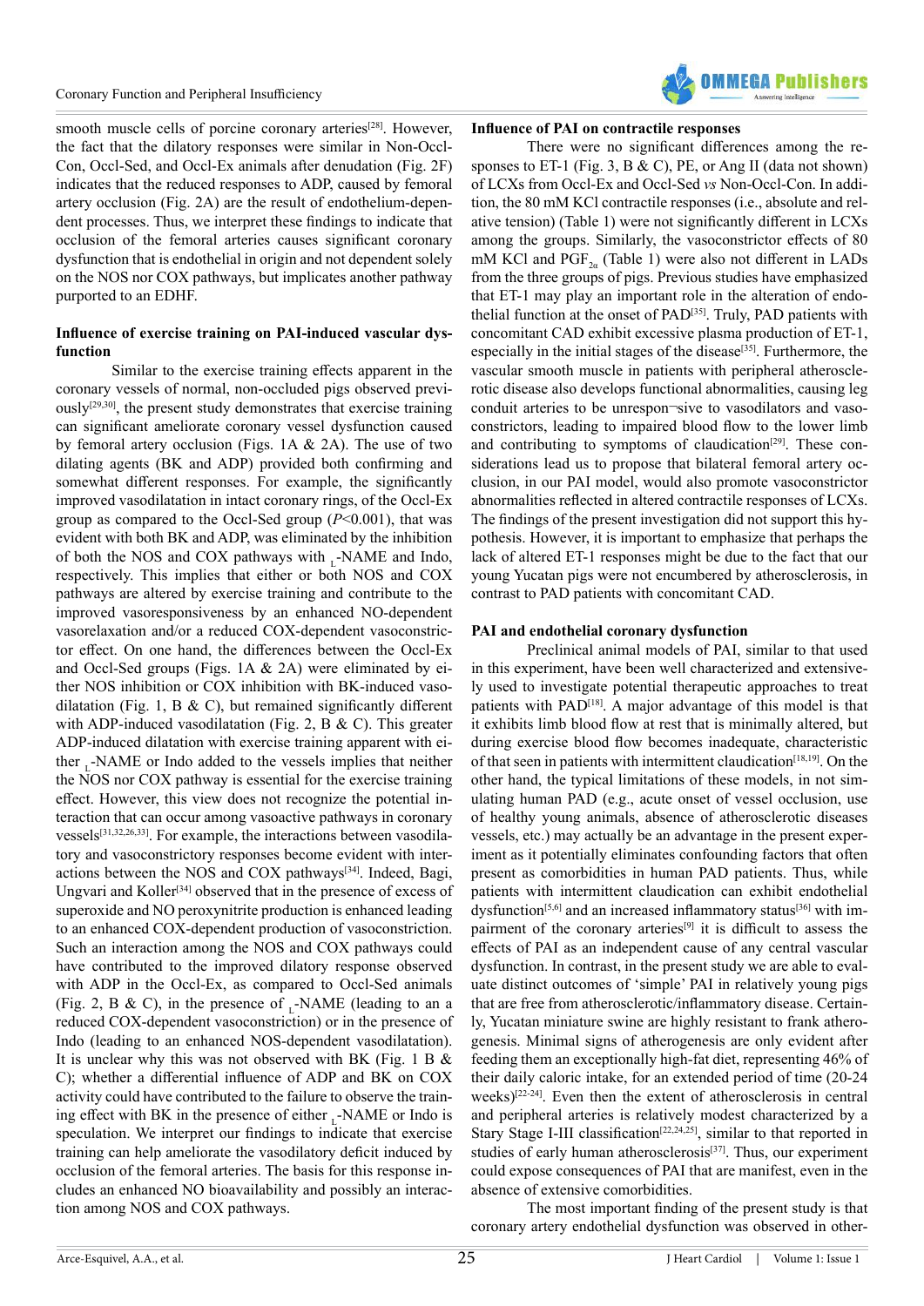smooth muscle cells of porcine coronary arteries[28]. However, the fact that the dilatory responses were similar in Non-Occl-Con, Occl-Sed, and Occl-Ex animals after denudation (Fig. 2F) indicates that the reduced responses to ADP, caused by femoral artery occlusion (Fig. 2A) are the result of endothelium-dependent processes. Thus, we interpret these findings to indicate that occlusion of the femoral arteries causes significant coronary dysfunction that is endothelial in origin and not dependent solely on the NOS nor COX pathways, but implicates another pathway purported to an EDHF.

**Influence of exercise training on PAI-induced vascular dysfunction**

Similar to the exercise training effects apparent in the coronary vessels of normal, non-occluded pigs observed previously[29,30], the present study demonstrates that exercise training can significant ameliorate coronary vessel dysfunction caused by femoral artery occlusion (Figs. 1A & 2A). The use of two dilating agents (BK and ADP) provided both confirming and somewhat different responses. For example, the significantly improved vasodilatation in intact coronary rings, of the Occl-Ex group as compared to the Occl-Sed group ($P$<0.001), that was evident with both BK and ADP, was eliminated by the inhibition of both the NOS and COX pathways with $_L$-NAME and Indo, respectively. This implies that either or both NOS and COX pathways are altered by exercise training and contribute to the improved vasoresponsiveness by an enhanced NO-dependent vasorelaxation and/or a reduced COX-dependent vasoconstrictor effect. On one hand, the differences between the Occl-Ex and Occl-Sed groups (Figs. 1A & 2A) were eliminated by either NOS inhibition or COX inhibition with BK-induced vasodilatation (Fig. 1, B & C), but remained significantly different with ADP-induced vasodilatation (Fig. 2, B & C). This greater ADP-induced dilatation with exercise training apparent with either $_L$-NAME or Indo added to the vessels implies that neither the NOS nor COX pathway is essential for the exercise training effect. However, this view does not recognize the potential interaction that can occur among vasoactive pathways in coronary vessels[31,32,26,33]. For example, the interactions between vasodilatory and vasoconstrictory responses become evident with interactions between the NOS and COX pathways[34]. Indeed, Bagi, Ungvari and Koller[34] observed that in the presence of excess of superoxide and NO peroxynitrite production is enhanced leading to an enhanced COX-dependent production of vasoconstriction. Such an interaction among the NOS and COX pathways could have contributed to the improved dilatory response observed with ADP in the Occl-Ex, as compared to Occl-Sed animals (Fig. 2, B & C), in the presence of $_L$-NAME (leading to an a reduced COX-dependent vasoconstriction) or in the presence of Indo (leading to an enhanced NOS-dependent vasodilatation). It is unclear why this was not observed with BK (Fig. 1 B & C); whether a differential influence of ADP and BK on COX activity could have contributed to the failure to observe the training effect with BK in the presence of either $_L$-NAME or Indo is speculation. We interpret our findings to indicate that exercise training can help ameliorate the vasodilatory deficit induced by occlusion of the femoral arteries. The basis for this response includes an enhanced NO bioavailability and possibly an interaction among NOS and COX pathways.

**Influence of PAI on contractile responses**

There were no significant differences among the responses to ET-1 (Fig. 3, B & C), PE, or Ang II (data not shown) of LCXs from Occl-Ex and Occl-Sed *vs* Non-Occl-Con. In addition, the 80 mM KCl contractile responses (i.e., absolute and relative tension) (Table 1) were not significantly different in LCXs among the groups. Similarly, the vasoconstrictor effects of 80 mM KCl and $PGF_{2\alpha}$ (Table 1) were also not different in LADs from the three groups of pigs. Previous studies have emphasized that ET-1 may play an important role in the alteration of endothelial function at the onset of PAD[35]. Truly, PAD patients with concomitant CAD exhibit excessive plasma production of ET-1, especially in the initial stages of the disease[35]. Furthermore, the vascular smooth muscle in patients with peripheral atherosclerotic disease also develops functional abnormalities, causing leg conduit arteries to be unresponsive to vasodilators and vasoconstrictors, leading to impaired blood flow to the lower limb and contributing to symptoms of claudication[29]. These considerations lead us to propose that bilateral femoral artery occlusion, in our PAI model, would also promote vasoconstrictor abnormalities reflected in altered contractile responses of LCXs. The findings of the present investigation did not support this hypothesis. However, it is important to emphasize that perhaps the lack of altered ET-1 responses might be due to the fact that our young Yucatan pigs were not encumbered by atherosclerosis, in contrast to PAD patients with concomitant CAD.

**PAI and endothelial coronary dysfunction**

Preclinical animal models of PAI, similar to that used in this experiment, have been well characterized and extensively used to investigate potential therapeutic approaches to treat patients with PAD[18]. A major advantage of this model is that it exhibits limb blood flow at rest that is minimally altered, but during exercise blood flow becomes inadequate, characteristic of that seen in patients with intermittent claudication[18,19]. On the other hand, the typical limitations of these models, in not simulating human PAD (e.g., acute onset of vessel occlusion, use of healthy young animals, absence of atherosclerotic diseases vessels, etc.) may actually be an advantage in the present experiment as it potentially eliminates confounding factors that often present as comorbidities in human PAD patients. Thus, while patients with intermittent claudication can exhibit endothelial dysfunction[5,6] and an increased inflammatory status[36] with impairment of the coronary arteries[9] it is difficult to assess the effects of PAI as an independent cause of any central vascular dysfunction. In contrast, in the present study we are able to evaluate distinct outcomes of 'simple' PAI in relatively young pigs that are free from atherosclerotic/inflammatory disease. Certainly, Yucatan miniature swine are highly resistant to frank atherogenesis. Minimal signs of atherogenesis are only evident after feeding them an exceptionally high-fat diet, representing 46% of their daily caloric intake, for an extended period of time (20-24 weeks)[22-24]. Even then the extent of atherosclerosis in central and peripheral arteries is relatively modest characterized by a Stary Stage I-III classification[22,24,25], similar to that reported in studies of early human atherosclerosis[37]. Thus, our experiment could expose consequences of PAI that are manifest, even in the absence of extensive comorbidities.

The most important finding of the present study is that coronary artery endothelial dysfunction was observed in other-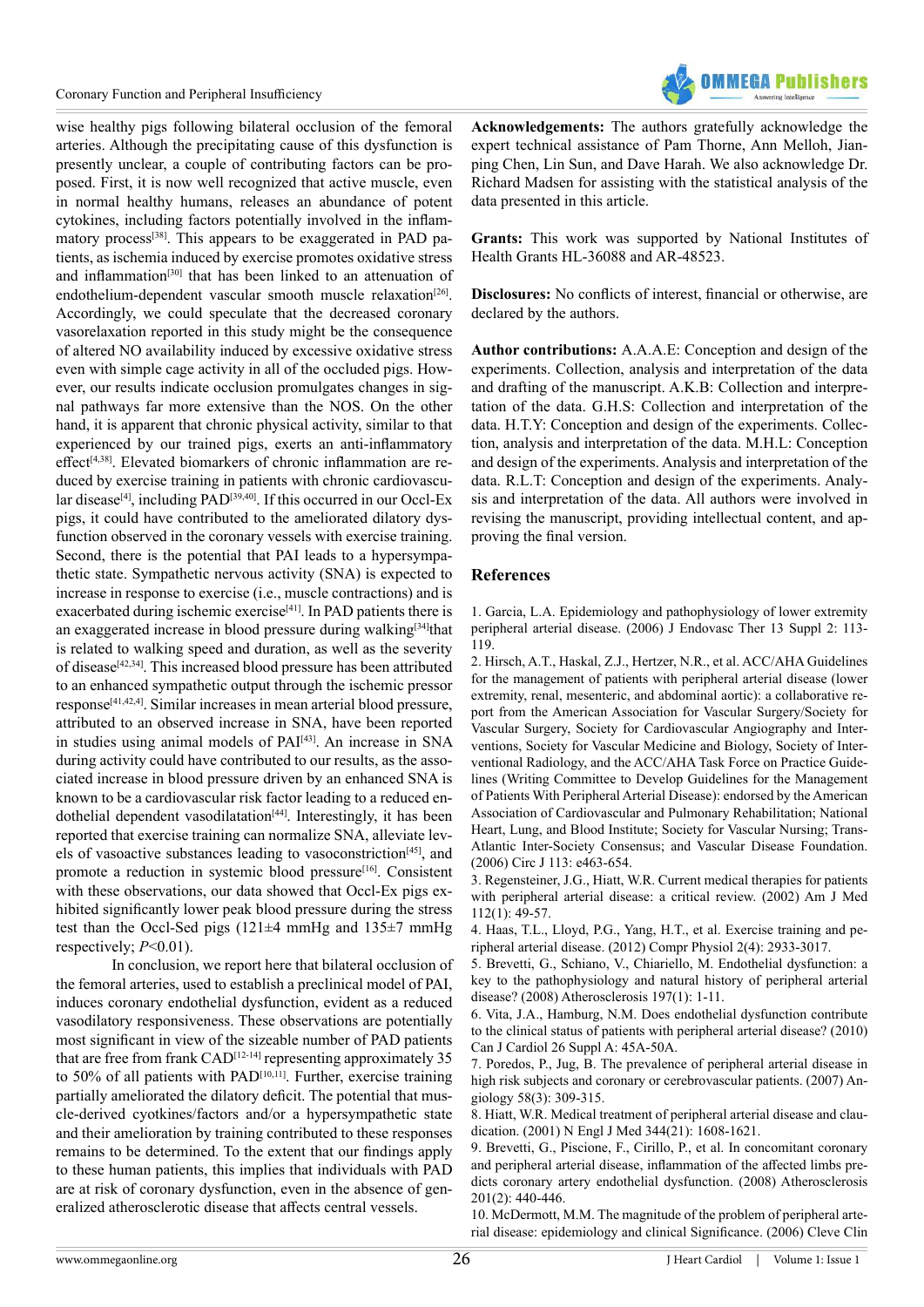wise healthy pigs following bilateral occlusion of the femoral arteries. Although the precipitating cause of this dysfunction is presently unclear, a couple of contributing factors can be proposed. First, it is now well recognized that active muscle, even in normal healthy humans, releases an abundance of potent cytokines, including factors potentially involved in the inflammatory process[38]. This appears to be exaggerated in PAD patients, as ischemia induced by exercise promotes oxidative stress and inflammation[30] that has been linked to an attenuation of endothelium-dependent vascular smooth muscle relaxation[26]. Accordingly, we could speculate that the decreased coronary vasorelaxation reported in this study might be the consequence of altered NO availability induced by excessive oxidative stress even with simple cage activity in all of the occluded pigs. However, our results indicate occlusion promulgates changes in signal pathways far more extensive than the NOS. On the other hand, it is apparent that chronic physical activity, similar to that experienced by our trained pigs, exerts an anti-inflammatory effect[4,38]. Elevated biomarkers of chronic inflammation are reduced by exercise training in patients with chronic cardiovascular disease[4], including PAD[39,40]. If this occurred in our Occl-Ex pigs, it could have contributed to the ameliorated dilatory dysfunction observed in the coronary vessels with exercise training. Second, there is the potential that PAI leads to a hypersympathetic state. Sympathetic nervous activity (SNA) is expected to increase in response to exercise (i.e., muscle contractions) and is exacerbated during ischemic exercise[41]. In PAD patients there is an exaggerated increase in blood pressure during walking[34]that is related to walking speed and duration, as well as the severity of disease[42,34]. This increased blood pressure has been attributed to an enhanced sympathetic output through the ischemic pressor response[41,42,4]. Similar increases in mean arterial blood pressure, attributed to an observed increase in SNA, have been reported in studies using animal models of PAI[43]. An increase in SNA during activity could have contributed to our results, as the associated increase in blood pressure driven by an enhanced SNA is known to be a cardiovascular risk factor leading to a reduced endothelial dependent vasodilatation[44]. Interestingly, it has been reported that exercise training can normalize SNA, alleviate levels of vasoactive substances leading to vasoconstriction[45], and promote a reduction in systemic blood pressure[16]. Consistent with these observations, our data showed that Occl-Ex pigs exhibited significantly lower peak blood pressure during the stress test than the Occl-Sed pigs (121±4 mmHg and 135±7 mmHg respectively; $P<0.01$).

In conclusion, we report here that bilateral occlusion of the femoral arteries, used to establish a preclinical model of PAI, induces coronary endothelial dysfunction, evident as a reduced vasodilatory responsiveness. These observations are potentially most significant in view of the sizeable number of PAD patients that are free from frank CAD[12-14] representing approximately 35 to 50% of all patients with PAD[10,11]. Further, exercise training partially ameliorated the dilatory deficit. The potential that muscle-derived cyotkines/factors and/or a hypersympathetic state and their amelioration by training contributed to these responses remains to be determined. To the extent that our findings apply to these human patients, this implies that individuals with PAD are at risk of coronary dysfunction, even in the absence of generalized atherosclerotic disease that affects central vessels.

**Acknowledgements:** The authors gratefully acknowledge the expert technical assistance of Pam Thorne, Ann Melloh, Jianping Chen, Lin Sun, and Dave Harah. We also acknowledge Dr. Richard Madsen for assisting with the statistical analysis of the data presented in this article.

**Grants:** This work was supported by National Institutes of Health Grants HL-36088 and AR-48523.

**Disclosures:** No conflicts of interest, financial or otherwise, are declared by the authors.

**Author contributions:** A.A.A.E: Conception and design of the experiments. Collection, analysis and interpretation of the data and drafting of the manuscript. A.K.B: Collection and interpretation of the data. G.H.S: Collection and interpretation of the data. H.T.Y: Conception and design of the experiments. Collection, analysis and interpretation of the data. M.H.L: Conception and design of the experiments. Analysis and interpretation of the data. R.L.T: Conception and design of the experiments. Analysis and interpretation of the data. All authors were involved in revising the manuscript, providing intellectual content, and approving the final version.

## References

1. Garcia, L.A. Epidemiology and pathophysiology of lower extremity peripheral arterial disease. (2006) J Endovasc Ther 13 Suppl 2: 113-119.
2. Hirsch, A.T., Haskal, Z.J., Hertzer, N.R., et al. ACC/AHA Guidelines for the management of patients with peripheral arterial disease (lower extremity, renal, mesenteric, and abdominal aortic): a collaborative report from the American Association for Vascular Surgery/Society for Vascular Surgery, Society for Cardiovascular Angiography and Interventions, Society for Vascular Medicine and Biology, Society of Interventional Radiology, and the ACC/AHA Task Force on Practice Guidelines (Writing Committee to Develop Guidelines for the Management of Patients With Peripheral Arterial Disease): endorsed by the American Association of Cardiovascular and Pulmonary Rehabilitation; National Heart, Lung, and Blood Institute; Society for Vascular Nursing; TransAtlantic Inter-Society Consensus; and Vascular Disease Foundation. (2006) Circ J 113: e463-654.
3. Regensteiner, J.G., Hiatt, W.R. Current medical therapies for patients with peripheral arterial disease: a critical review. (2002) Am J Med 112(1): 49-57.
4. Haas, T.L., Lloyd, P.G., Yang, H.T., et al. Exercise training and peripheral arterial disease. (2012) Compr Physiol 2(4): 2933-3017.
5. Brevetti, G., Schiano, V., Chiariello, M. Endothelial dysfunction: a key to the pathophysiology and natural history of peripheral arterial disease? (2008) Atherosclerosis 197(1): 1-11.
6. Vita, J.A., Hamburg, N.M. Does endothelial dysfunction contribute to the clinical status of patients with peripheral arterial disease? (2010) Can J Cardiol 26 Suppl A: 45A-50A.
7. Poredos, P., Jug, B. The prevalence of peripheral arterial disease in high risk subjects and coronary or cerebrovascular patients. (2007) Angiology 58(3): 309-315.
8. Hiatt, W.R. Medical treatment of peripheral arterial disease and claudication. (2001) N Engl J Med 344(21): 1608-1621.
9. Brevetti, G., Piscione, F., Cirillo, P., et al. In concomitant coronary and peripheral arterial disease, inflammation of the affected limbs predicts coronary artery endothelial dysfunction. (2008) Atherosclerosis 201(2): 440-446.
10. McDermott, M.M. The magnitude of the problem of peripheral arterial disease: epidemiology and clinical Significance. (2006) Cleve Clin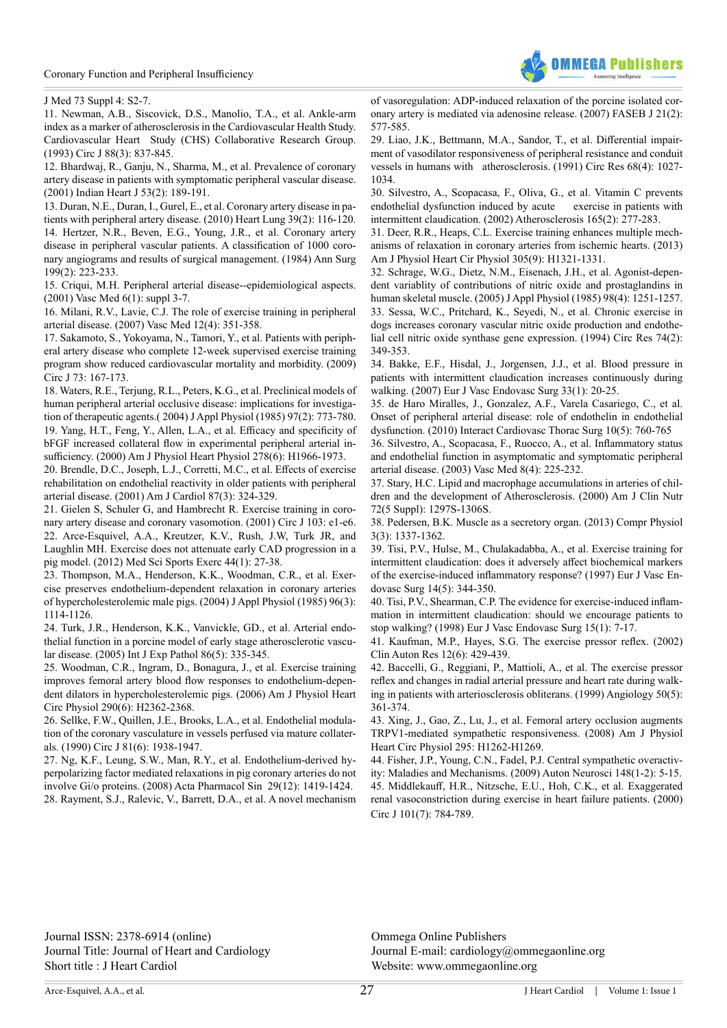J Med 73 Suppl 4: S2-7.

11. Newman, A.B., Siscovick, D.S., Manolio, T.A., et al. Ankle-arm index as a marker of atherosclerosis in the Cardiovascular Health Study. Cardiovascular Heart Study (CHS) Collaborative Research Group. (1993) Circ J 88(3): 837-845.

12. Bhardwaj, R., Ganju, N., Sharma, M., et al. Prevalence of coronary artery disease in patients with symptomatic peripheral vascular disease. (2001) Indian Heart J 53(2): 189-191.

13. Duran, N.E., Duran, I., Gurel, E., et al. Coronary artery disease in patients with peripheral artery disease. (2010) Heart Lung 39(2): 116-120.

14. Hertzer, N.R., Beven, E.G., Young, J.R., et al. Coronary artery disease in peripheral vascular patients. A classification of 1000 coronary angiograms and results of surgical management. (1984) Ann Surg 199(2): 223-233.

15. Criqui, M.H. Peripheral arterial disease--epidemiological aspects. (2001) Vasc Med 6(1): suppl 3-7.

16. Milani, R.V., Lavie, C.J. The role of exercise training in peripheral arterial disease. (2007) Vasc Med 12(4): 351-358.

17. Sakamoto, S., Yokoyama, N., Tamori, Y., et al. Patients with peripheral artery disease who complete 12-week supervised exercise training program show reduced cardiovascular mortality and morbidity. (2009) Circ J 73: 167-173.

18. Waters, R.E., Terjung, R.L., Peters, K.G., et al. Preclinical models of human peripheral arterial occlusive disease: implications for investigation of therapeutic agents.( 2004) J Appl Physiol (1985) 97(2): 773-780.

19. Yang, H.T., Feng, Y., Allen, L.A., et al. Efficacy and specificity of bFGF increased collateral flow in experimental peripheral arterial insufficiency. (2000) Am J Physiol Heart Physiol 278(6): H1966-1973.

20. Brendle, D.C., Joseph, L.J., Corretti, M.C., et al. Effects of exercise rehabilitation on endothelial reactivity in older patients with peripheral arterial disease. (2001) Am J Cardiol 87(3): 324-329.

21. Gielen S, Schuler G, and Hambrecht R. Exercise training in coronary artery disease and coronary vasomotion. (2001) Circ J 103: e1-e6.

22. Arce-Esquivel, A.A., Kreutzer, K.V., Rush, J.W, Turk JR, and Laughlin MH. Exercise does not attenuate early CAD progression in a pig model. (2012) Med Sci Sports Exerc 44(1): 27-38.

23. Thompson, M.A., Henderson, K.K., Woodman, C.R., et al. Exercise preserves endothelium-dependent relaxation in coronary arteries of hypercholesterolemic male pigs. (2004) J Appl Physiol (1985) 96(3): 1114-1126.

24. Turk, J.R., Henderson, K.K., Vanvickle, GD., et al. Arterial endothelial function in a porcine model of early stage atherosclerotic vascular disease. (2005) Int J Exp Pathol 86(5): 335-345.

25. Woodman, C.R., Ingram, D., Bonagura, J., et al. Exercise training improves femoral artery blood flow responses to endothelium-dependent dilators in hypercholesterolemic pigs. (2006) Am J Physiol Heart Circ Physiol 290(6): H2362-2368.

26. Sellke, F.W., Quillen, J.E., Brooks, L.A., et al. Endothelial modulation of the coronary vasculature in vessels perfused via mature collaterals. (1990) Circ J 81(6): 1938-1947.

27. Ng, K.F., Leung, S.W., Man, R.Y., et al. Endothelium-derived hyperpolarizing factor mediated relaxations in pig coronary arteries do not involve Gi/o proteins. (2008) Acta Pharmacol Sin 29(12): 1419-1424.

28. Rayment, S.J., Ralevic, V., Barrett, D.A., et al. A novel mechanism of vasoregulation: ADP-induced relaxation of the porcine isolated coronary artery is mediated via adenosine release. (2007) FASEB J 21(2): 577-585.

29. Liao, J.K., Bettmann, M.A., Sandor, T., et al. Differential impairment of vasodilator responsiveness of peripheral resistance and conduit vessels in humans with atherosclerosis. (1991) Circ Res 68(4): 1027-1034.

30. Silvestro, A., Scopacasa, F., Oliva, G., et al. Vitamin C prevents endothelial dysfunction induced by acute exercise in patients with intermittent claudication. (2002) Atherosclerosis 165(2): 277-283.

31. Deer, R.R., Heaps, C.L. Exercise training enhances multiple mechanisms of relaxation in coronary arteries from ischemic hearts. (2013) Am J Physiol Heart Cir Physiol 305(9): H1321-1331.

32. Schrage, W.G., Dietz, N.M., Eisenach, J.H., et al. Agonist-dependent variablity of contributions of nitric oxide and prostaglandins in human skeletal muscle. (2005) J Appl Physiol (1985) 98(4): 1251-1257.

33. Sessa, W.C., Pritchard, K., Seyedi, N., et al. Chronic exercise in dogs increases coronary vascular nitric oxide production and endothelial cell nitric oxide synthase gene expression. (1994) Circ Res 74(2): 349-353.

34. Bakke, E.F., Hisdal, J., Jorgensen, J.J., et al. Blood pressure in patients with intermittent claudication increases continuously during walking. (2007) Eur J Vasc Endovasc Surg 33(1): 20-25.

35. de Haro Miralles, J., Gonzalez, A.F., Varela Casariego, C., et al. Onset of peripheral arterial disease: role of endothelin in endothelial dysfunction. (2010) Interact Cardiovasc Thorac Surg 10(5): 760-765

36. Silvestro, A., Scopacasa, F., Ruocco, A., et al. Inflammatory status and endothelial function in asymptomatic and symptomatic peripheral arterial disease. (2003) Vasc Med 8(4): 225-232.

37. Stary, H.C. Lipid and macrophage accumulations in arteries of children and the development of Atherosclerosis. (2000) Am J Clin Nutr 72(5 Suppl): 1297S-1306S.

38. Pedersen, B.K. Muscle as a secretory organ. (2013) Compr Physiol 3(3): 1337-1362.

39. Tisi, P.V., Hulse, M., Chulakadabba, A., et al. Exercise training for intermittent claudication: does it adversely affect biochemical markers of the exercise-induced inflammatory response? (1997) Eur J Vasc Endovasc Surg 14(5): 344-350.

40. Tisi, P.V., Shearman, C.P. The evidence for exercise-induced inflammation in intermittent claudication: should we encourage patients to stop walking? (1998) Eur J Vasc Endovasc Surg 15(1): 7-17.

41. Kaufman, M.P., Hayes, S.G. The exercise pressor reflex. (2002) Clin Auton Res 12(6): 429-439.

42. Baccelli, G., Reggiani, P., Mattioli, A., et al. The exercise pressor reflex and changes in radial arterial pressure and heart rate during walking in patients with arteriosclerosis obliterans. (1999) Angiology 50(5): 361-374.

43. Xing, J., Gao, Z., Lu, J., et al. Femoral artery occlusion augments TRPV1-mediated sympathetic responsiveness. (2008) Am J Physiol Heart Circ Physiol 295: H1262-H1269.

44. Fisher, J.P., Young, C.N., Fadel, P.J. Central sympathetic overactivity: Maladies and Mechanisms. (2009) Auton Neurosci 148(1-2): 5-15.

45. Middlekauff, H.R., Nitzsche, E.U., Hoh, C.K., et al. Exaggerated renal vasoconstriction during exercise in heart failure patients. (2000) Circ J 101(7): 784-789.

Journal ISSN: 2378-6914 (online)
Journal Title: Journal of Heart and Cardiology
Short title : J Heart Cardiol

Ommega Online Publishers
Journal E-mail: cardiology@ommegaonline.org
Website: www.ommegaonline.org